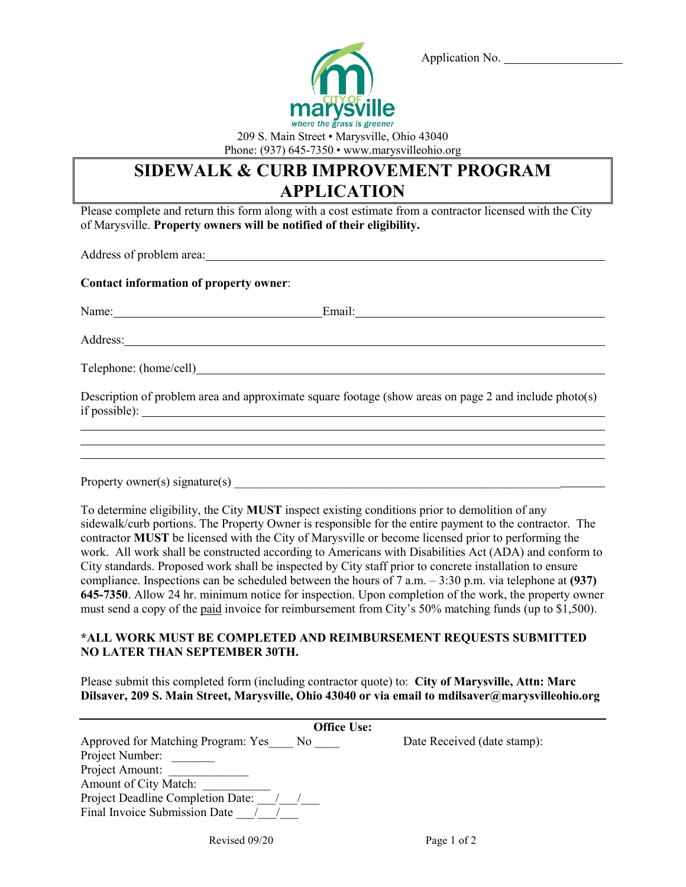Application No. ____________________

CITY OF marysville
*where the grass is greener*

209 S. Main Street • Marysville, Ohio 43040
Phone: (937) 645-7350 • www.marysvilleohio.org

# SIDEWALK & CURB IMPROVEMENT PROGRAM APPLICATION

Please complete and return this form along with a cost estimate from a contractor licensed with the City of Marysville. **Property owners will be notified of their eligibility.**

Address of problem area: ____________________________________________

**Contact information of property owner**:

Name: ______________________ Email: ______________________

Address: ____________________________________________

Telephone: (home/cell) ____________________________________________

Description of problem area and approximate square footage (show areas on page 2 and include photo(s) if possible): ____________________________________________

____________________________________________

____________________________________________

____________________________________________

Property owner(s) signature(s) ____________________________________________

To determine eligibility, the City **MUST** inspect existing conditions prior to demolition of any sidewalk/curb portions. The Property Owner is responsible for the entire payment to the contractor. The contractor **MUST** be licensed with the City of Marysville or become licensed prior to performing the work. All work shall be constructed according to Americans with Disabilities Act (ADA) and conform to City standards. Proposed work shall be inspected by City staff prior to concrete installation to ensure compliance. Inspections can be scheduled between the hours of 7 a.m. – 3:30 p.m. via telephone at **(937) 645-7350**. Allow 24 hr. minimum notice for inspection. Upon completion of the work, the property owner must send a copy of the paid invoice for reimbursement from City's 50% matching funds (up to $1,500).

**\*ALL WORK MUST BE COMPLETED AND REIMBURSEMENT REQUESTS SUBMITTED NO LATER THAN SEPTEMBER 30TH.**

Please submit this completed form (including contractor quote) to: **City of Marysville, Attn: Marc Dilsaver, 209 S. Main Street, Marysville, Ohio 43040 or via email to mdilsaver@marysvilleohio.org**

---

**Office Use:**

Approved for Matching Program: Yes____ No ____

Date Received (date stamp):

Project Number: _______

Project Amount: _____________

Amount of City Match: ___________

Project Deadline Completion Date: ___/___/___

Final Invoice Submission Date ___/___/___

Revised 09/20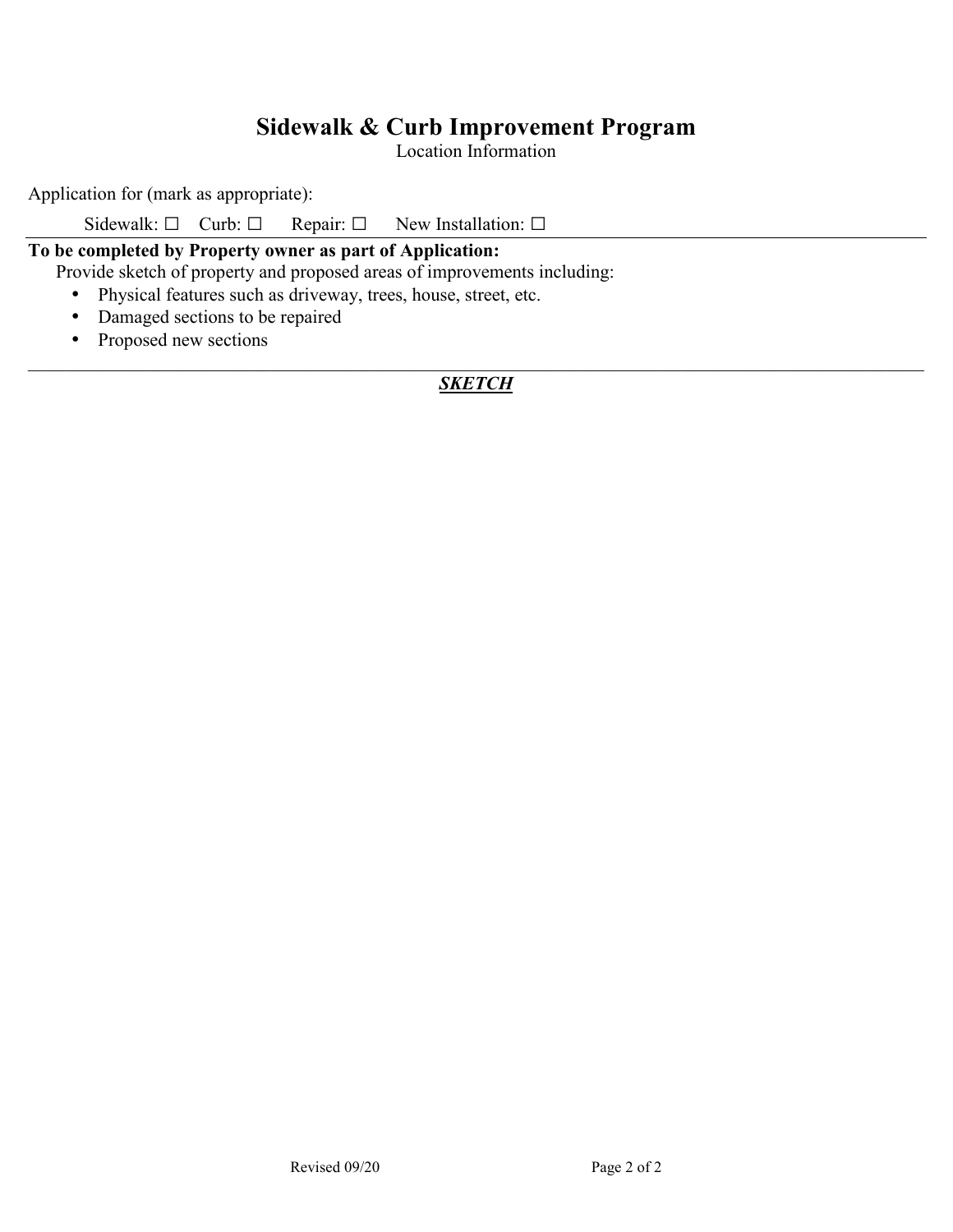# Sidewalk & Curb Improvement Program

Location Information

Application for (mark as appropriate):

Sidewalk: ☐ Curb: ☐ Repair: ☐ New Installation: ☐

---

**To be completed by Property owner as part of Application:**

Provide sketch of property and proposed areas of improvements including:

- Physical features such as driveway, trees, house, street, etc.
- Damaged sections to be repaired
- Proposed new sections

---

***SKETCH***

Revised 09/20